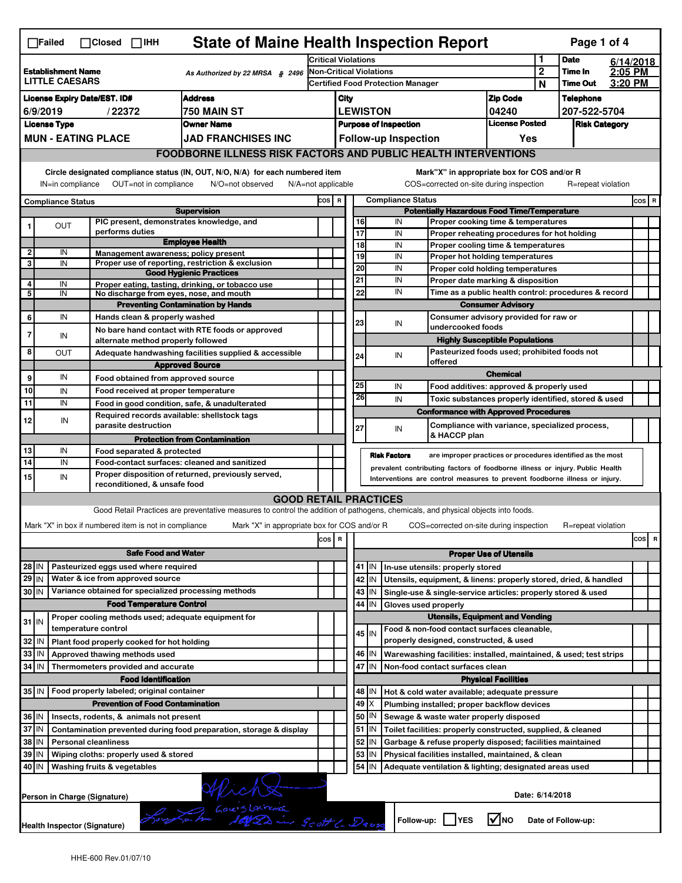☐Failed ☐Closed ☐IHH

# State of Maine Health Inspection Report

| | | | | |
|---|---|---|---|---|
| **Establishment Name** LITTLE CAESARS | As Authorized by 22 MRSA § 2496 | Critical Violations | 1 | **Date** 6/14/2018 |
| | | Non-Critical Violations | 2 | **Time In** 2:05 PM |
| | | Certified Food Protection Manager | N | **Time Out** 3:20 PM |

| License Expiry Date/EST. ID# | Address | City | Zip Code | Telephone |
|---|---|---|---|---|
| 6/9/2019 / 22372 | 750 MAIN ST | LEWISTON | 04240 | 207-522-5704 |
| **License Type** | **Owner Name** | **Purpose of Inspection** | **License Posted** | **Risk Category** |
| MUN - EATING PLACE | JAD FRANCHISES INC | Follow-up Inspection | Yes | |

## FOODBORNE ILLNESS RISK FACTORS AND PUBLIC HEALTH INTERVENTIONS

Circle designated compliance status (IN, OUT, N/O, N/A) for each numbered item — IN=in compliance OUT=not in compliance N/O=not observed N/A=not applicable

Mark "X" in appropriate box for COS and/or R — COS=corrected on-site during inspection R=repeat violation

| # | Compliance Status | Item | COS | R |
|---|---|---|---|---|
| | | **Supervision** | | |
| 1 | OUT | PIC present, demonstrates knowledge, and performs duties | | |
| | | **Employee Health** | | |
| 2 | IN | Management awareness; policy present | | |
| 3 | IN | Proper use of reporting, restriction & exclusion | | |
| | | **Good Hygienic Practices** | | |
| 4 | IN | Proper eating, tasting, drinking, or tobacco use | | |
| 5 | IN | No discharge from eyes, nose, and mouth | | |
| | | **Preventing Contamination by Hands** | | |
| 6 | IN | Hands clean & properly washed | | |
| 7 | IN | No bare hand contact with RTE foods or approved alternate method properly followed | | |
| 8 | OUT | Adequate handwashing facilities supplied & accessible | | |
| | | **Approved Source** | | |
| 9 | IN | Food obtained from approved source | | |
| 10 | IN | Food received at proper temperature | | |
| 11 | IN | Food in good condition, safe, & unadulterated | | |
| 12 | IN | Required records available: shellstock tags parasite destruction | | |
| | | **Protection from Contamination** | | |
| 13 | IN | Food separated & protected | | |
| 14 | IN | Food-contact surfaces: cleaned and sanitized | | |
| 15 | IN | Proper disposition of returned, previously served, reconditioned, & unsafe food | | |
| | | **Potentially Hazardous Food Time/Temperature** | | |
| 16 | IN | Proper cooking time & temperatures | | |
| 17 | IN | Proper reheating procedures for hot holding | | |
| 18 | IN | Proper cooling time & temperatures | | |
| 19 | IN | Proper hot holding temperatures | | |
| 20 | IN | Proper cold holding temperatures | | |
| 21 | IN | Proper date marking & disposition | | |
| 22 | IN | Time as a public health control: procedures & record | | |
| | | **Consumer Advisory** | | |
| 23 | IN | Consumer advisory provided for raw or undercooked foods | | |
| | | **Highly Susceptible Populations** | | |
| 24 | IN | Pasteurized foods used; prohibited foods not offered | | |
| | | **Chemical** | | |
| 25 | IN | Food additives: approved & properly used | | |
| 26 | IN | Toxic substances properly identified, stored & used | | |
| | | **Conformance with Approved Procedures** | | |
| 27 | IN | Compliance with variance, specialized process, & HACCP plan | | |

**Risk Factors** are improper practices or procedures identified as the most prevalent contributing factors of foodborne illness or injury. Public Health Interventions are control measures to prevent foodborne illness or injury.

## GOOD RETAIL PRACTICES

Good Retail Practices are preventative measures to control the addition of pathogens, chemicals, and physical objects into foods.

Mark "X" in box if numbered item is not in compliance — Mark "X" in appropriate box for COS and/or R — COS=corrected on-site during inspection R=repeat violation

| # | Status | Item | COS | R |
|---|---|---|---|---|
| | | **Safe Food and Water** | | |
| 28 | IN | Pasteurized eggs used where required | | |
| 29 | IN | Water & ice from approved source | | |
| 30 | IN | Variance obtained for specialized processing methods | | |
| | | **Food Temperature Control** | | |
| 31 | IN | Proper cooling methods used; adequate equipment for temperature control | | |
| 32 | IN | Plant food properly cooked for hot holding | | |
| 33 | IN | Approved thawing methods used | | |
| 34 | IN | Thermometers provided and accurate | | |
| | | **Food Identification** | | |
| 35 | IN | Food properly labeled; original container | | |
| | | **Prevention of Food Contamination** | | |
| 36 | IN | Insects, rodents, & animals not present | | |
| 37 | IN | Contamination prevented during food preparation, storage & display | | |
| 38 | IN | Personal cleanliness | | |
| 39 | IN | Wiping cloths: properly used & stored | | |
| 40 | IN | Washing fruits & vegetables | | |
| | | **Proper Use of Utensils** | | |
| 41 | IN | In-use utensils: properly stored | | |
| 42 | IN | Utensils, equipment, & linens: properly stored, dried, & handled | | |
| 43 | IN | Single-use & single-service articles: properly stored & used | | |
| 44 | IN | Gloves used properly | | |
| | | **Utensils, Equipment and Vending** | | |
| 45 | IN | Food & non-food contact surfaces cleanable, properly designed, constructed, & used | | |
| 46 | IN | Warewashing facilities: installed, maintained, & used; test strips | | |
| 47 | IN | Non-food contact surfaces clean | | |
| | | **Physical Facilities** | | |
| 48 | IN | Hot & cold water available; adequate pressure | | |
| 49 | X | Plumbing installed; proper backflow devices | | |
| 50 | IN | Sewage & waste water properly disposed | | |
| 51 | IN | Toilet facilities: properly constructed, supplied, & cleaned | | |
| 52 | IN | Garbage & refuse properly disposed; facilities maintained | | |
| 53 | IN | Physical facilities installed, maintained, & clean | | |
| 54 | IN | Adequate ventilation & lighting; designated areas used | | |

Person in Charge (Signature) — Date: 6/14/2018

Health Inspector (Signature)

Follow-up: ☐ YES ☑ NO Date of Follow-up:

HHE-600 Rev.01/07/10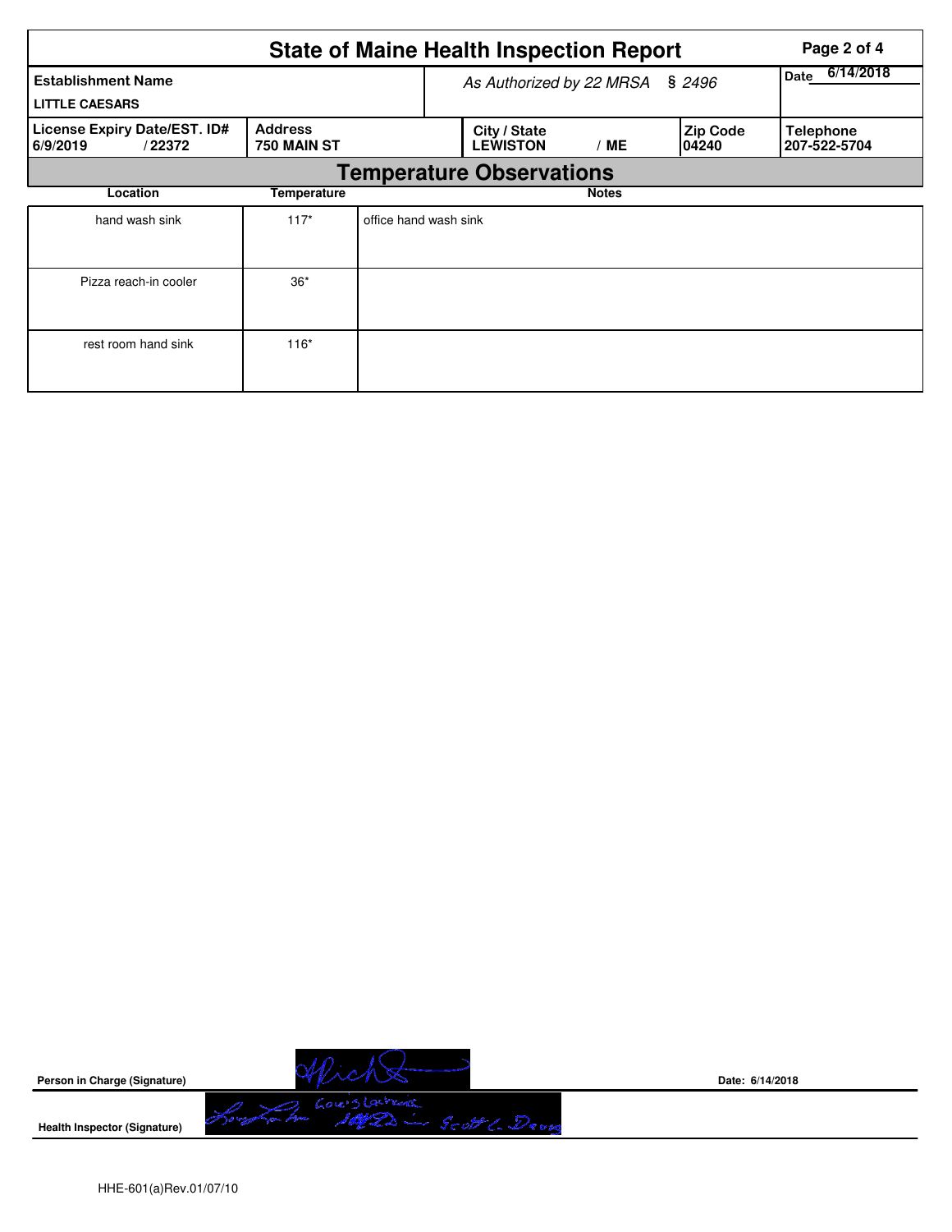# State of Maine Health Inspection Report

| Establishment Name | As Authorized by 22 MRSA § 2496 | | | Date 6/14/2018 |
|---|---|---|---|---|
| LITTLE CAESARS | | | | |
| **License Expiry Date/EST. ID#** 6/9/2019 / 22372 | **Address** 750 MAIN ST | **City / State** LEWISTON / ME | **Zip Code** 04240 | **Telephone** 207-522-5704 |

## Temperature Observations

| Location | Temperature | Notes |
|---|---|---|
| hand wash sink | 117* | office hand wash sink |
| Pizza reach-in cooler | 36* | |
| rest room hand sink | 116* | |

**Person in Charge (Signature)** Date: 6/14/2018

**Health Inspector (Signature)**

HHE-601(a)Rev.01/07/10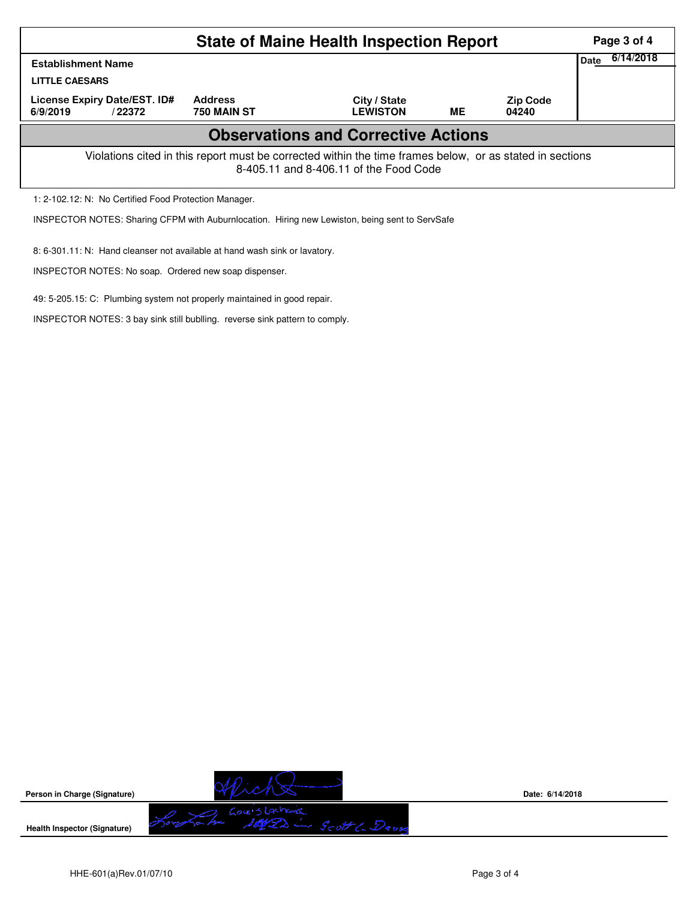# State of Maine Health Inspection Report

| Establishment Name | | | | | Date 6/14/2018 |
|---|---|---|---|---|---|
| LITTLE CAESARS | | | | | |
| License Expiry Date/EST. ID# | Address | City / State | | Zip Code | |
| 6/9/2019 / 22372 | 750 MAIN ST | LEWISTON | ME | 04240 | |

## Observations and Corrective Actions

Violations cited in this report must be corrected within the time frames below, or as stated in sections 8-405.11 and 8-406.11 of the Food Code

1: 2-102.12: N: No Certified Food Protection Manager.

INSPECTOR NOTES: Sharing CFPM with Auburnlocation. Hiring new Lewiston, being sent to ServSafe

8: 6-301.11: N: Hand cleanser not available at hand wash sink or lavatory.

INSPECTOR NOTES: No soap. Ordered new soap dispenser.

49: 5-205.15: C: Plumbing system not properly maintained in good repair.

INSPECTOR NOTES: 3 bay sink still bublling. reverse sink pattern to comply.

Person in Charge (Signature) Date: 6/14/2018

Health Inspector (Signature)

HHE-601(a)Rev.01/07/10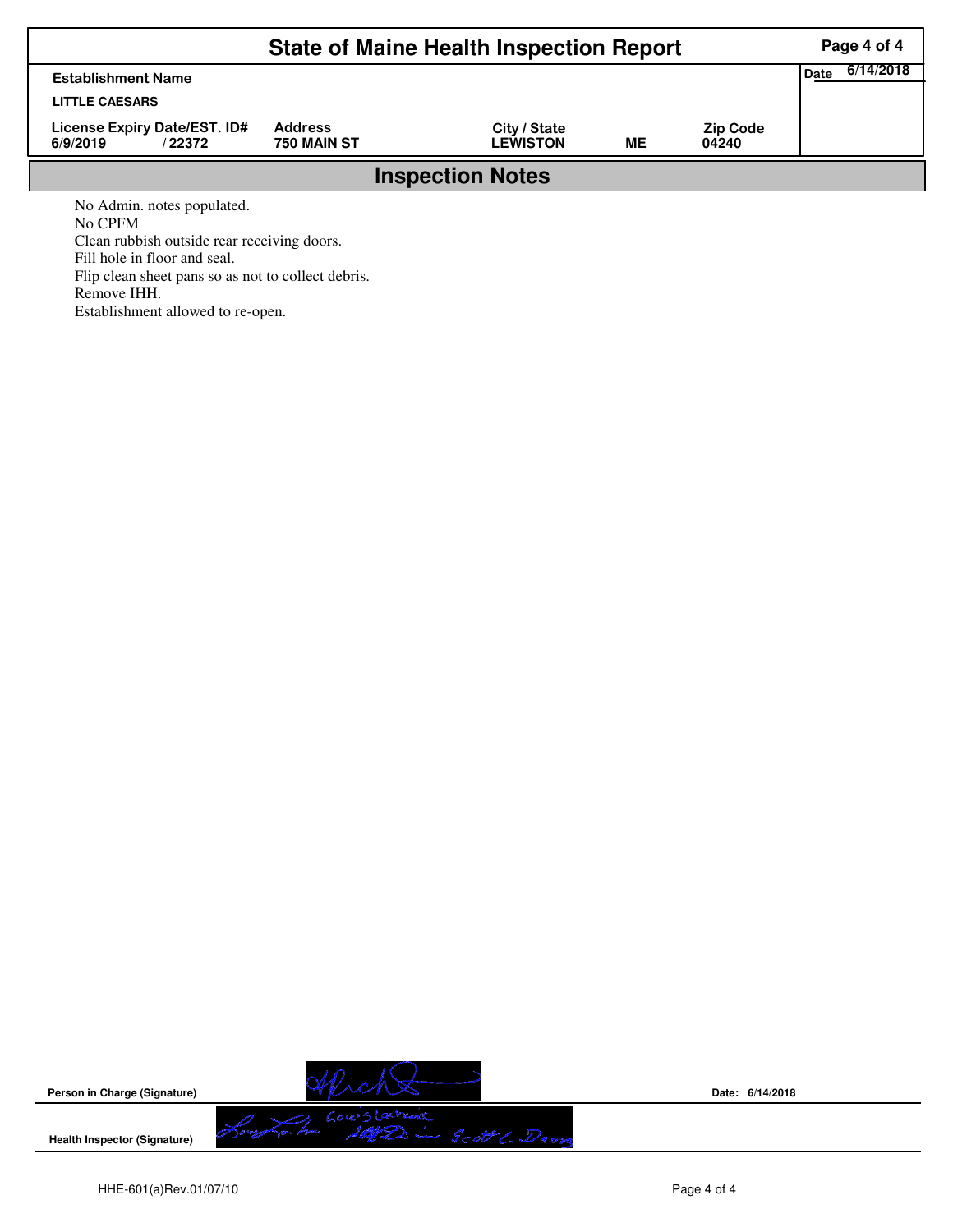# State of Maine Health Inspection Report

| Establishment Name | | | | | | Date 6/14/2018 |
|---|---|---|---|---|---|---|
| LITTLE CAESARS | | | | | | |
| License Expiry Date/EST. ID# | | Address | City / State | | Zip Code | |
| 6/9/2019 | / 22372 | 750 MAIN ST | LEWISTON | ME | 04240 | |

## Inspection Notes

No Admin. notes populated.
No CPFM
Clean rubbish outside rear receiving doors.
Fill hole in floor and seal.
Flip clean sheet pans so as not to collect debris.
Remove IHH.
Establishment allowed to re-open.

**Person in Charge (Signature)** [signature] **Date:** 6/14/2018

**Health Inspector (Signature)** [signature]

HHE-601(a)Rev.01/07/10